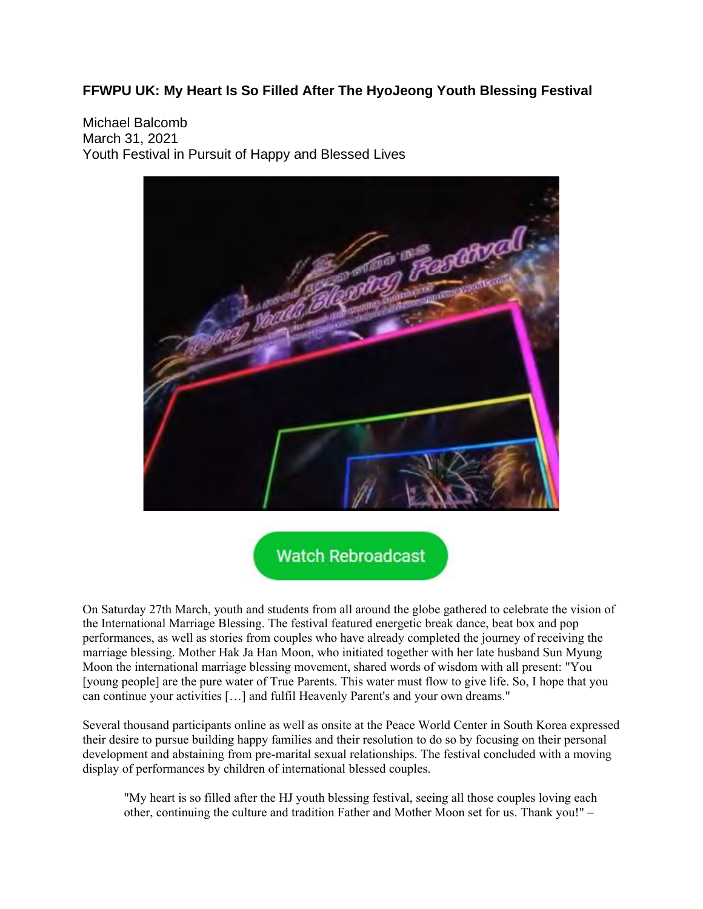**FFWPU UK: My Heart Is So Filled After The HyoJeong Youth Blessing Festival**

Michael Balcomb
March 31, 2021
Youth Festival in Pursuit of Happy and Blessed Lives

Watch Rebroadcast

On Saturday 27th March, youth and students from all around the globe gathered to celebrate the vision of the International Marriage Blessing. The festival featured energetic break dance, beat box and pop performances, as well as stories from couples who have already completed the journey of receiving the marriage blessing. Mother Hak Ja Han Moon, who initiated together with her late husband Sun Myung Moon the international marriage blessing movement, shared words of wisdom with all present: "You [young people] are the pure water of True Parents. This water must flow to give life. So, I hope that you can continue your activities […] and fulfil Heavenly Parent's and your own dreams."

Several thousand participants online as well as onsite at the Peace World Center in South Korea expressed their desire to pursue building happy families and their resolution to do so by focusing on their personal development and abstaining from pre-marital sexual relationships. The festival concluded with a moving display of performances by children of international blessed couples.

> "My heart is so filled after the HJ youth blessing festival, seeing all those couples loving each other, continuing the culture and tradition Father and Mother Moon set for us. Thank you!" –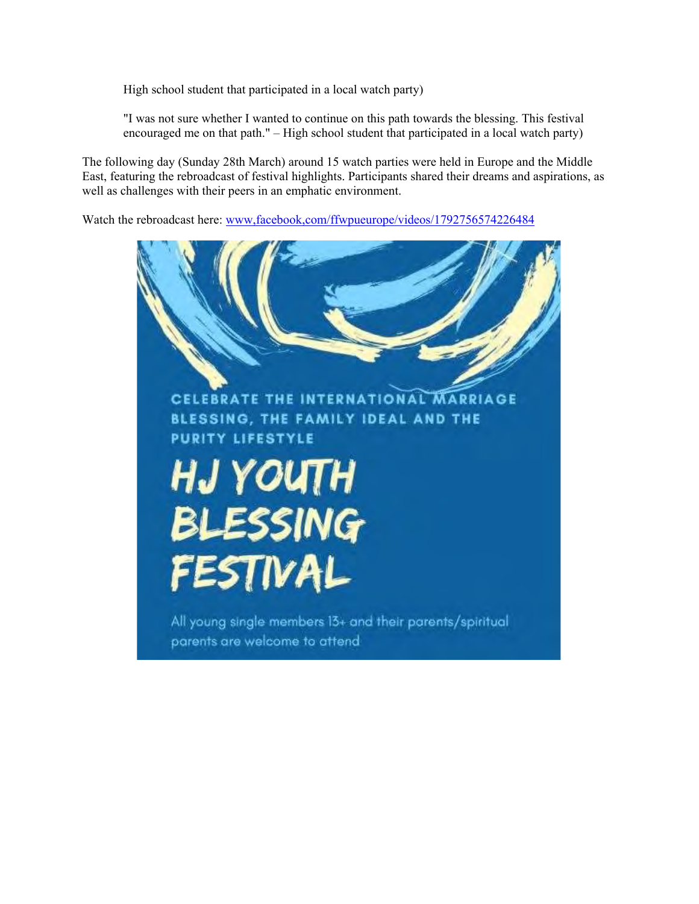High school student that participated in a local watch party)

"I was not sure whether I wanted to continue on this path towards the blessing. This festival encouraged me on that path." – High school student that participated in a local watch party)

The following day (Sunday 28th March) around 15 watch parties were held in Europe and the Middle East, featuring the rebroadcast of festival highlights. Participants shared their dreams and aspirations, as well as challenges with their peers in an emphatic environment.

Watch the rebroadcast here: www,facebook,com/ffwpueurope/videos/1792756574226484

CELEBRATE THE INTERNATIONAL MARRIAGE BLESSING, THE FAMILY IDEAL AND THE PURITY LIFESTYLE

HJ YOUTH BLESSING FESTIVAL

All young single members 13+ and their parents/spiritual parents are welcome to attend